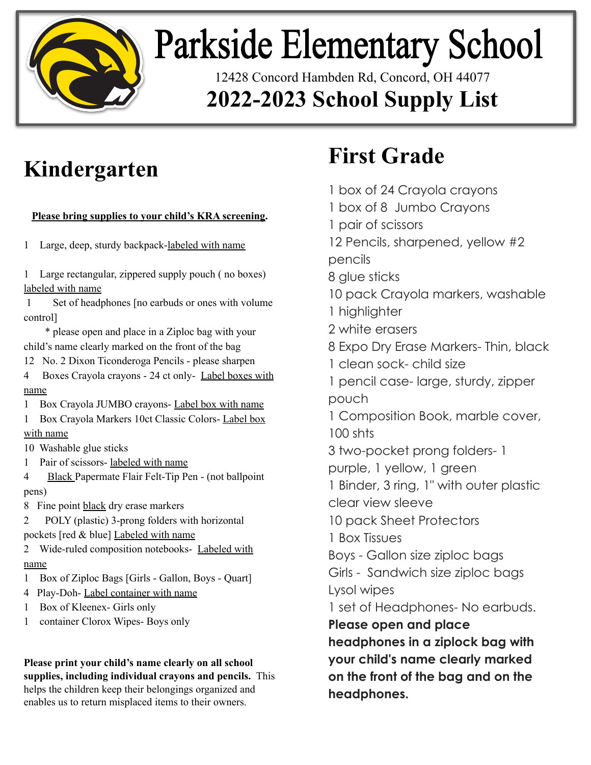# Parkside Elementary School

12428 Concord Hambden Rd, Concord, OH 44077

## 2022-2023 School Supply List

## Kindergarten

**Please bring supplies to your child's KRA screening.**

1 Large, deep, sturdy backpack-labeled with name

1 Large rectangular, zippered supply pouch ( no boxes) labeled with name

1 Set of headphones [no earbuds or ones with volume control]

\* please open and place in a Ziploc bag with your child's name clearly marked on the front of the bag

12 No. 2 Dixon Ticonderoga Pencils - please sharpen

4 Boxes Crayola crayons - 24 ct only- Label boxes with name

1 Box Crayola JUMBO crayons- Label box with name

1 Box Crayola Markers 10ct Classic Colors- Label box with name

10 Washable glue sticks

1 Pair of scissors- labeled with name

4 Black Papermate Flair Felt-Tip Pen - (not ballpoint pens)

8 Fine point black dry erase markers

2 POLY (plastic) 3-prong folders with horizontal pockets [red & blue] Labeled with name

2 Wide-ruled composition notebooks- Labeled with name

1 Box of Ziploc Bags [Girls - Gallon, Boys - Quart]

4 Play-Doh- Label container with name

1 Box of Kleenex- Girls only

1 container Clorox Wipes- Boys only

**Please print your child's name clearly on all school supplies, including individual crayons and pencils.** This helps the children keep their belongings organized and enables us to return misplaced items to their owners.

## First Grade

1 box of 24 Crayola crayons
1 box of 8 Jumbo Crayons
1 pair of scissors
12 Pencils, sharpened, yellow #2 pencils
8 glue sticks
10 pack Crayola markers, washable
1 highlighter
2 white erasers
8 Expo Dry Erase Markers- Thin, black
1 clean sock- child size
1 pencil case- large, sturdy, zipper pouch
1 Composition Book, marble cover, 100 shts
3 two-pocket prong folders- 1 purple, 1 yellow, 1 green
1 Binder, 3 ring, 1" with outer plastic clear view sleeve
10 pack Sheet Protectors
1 Box Tissues
Boys - Gallon size ziploc bags
Girls - Sandwich size ziploc bags
Lysol wipes
1 set of Headphones- No earbuds.
**Please open and place headphones in a ziplock bag with your child's name clearly marked on the front of the bag and on the headphones.**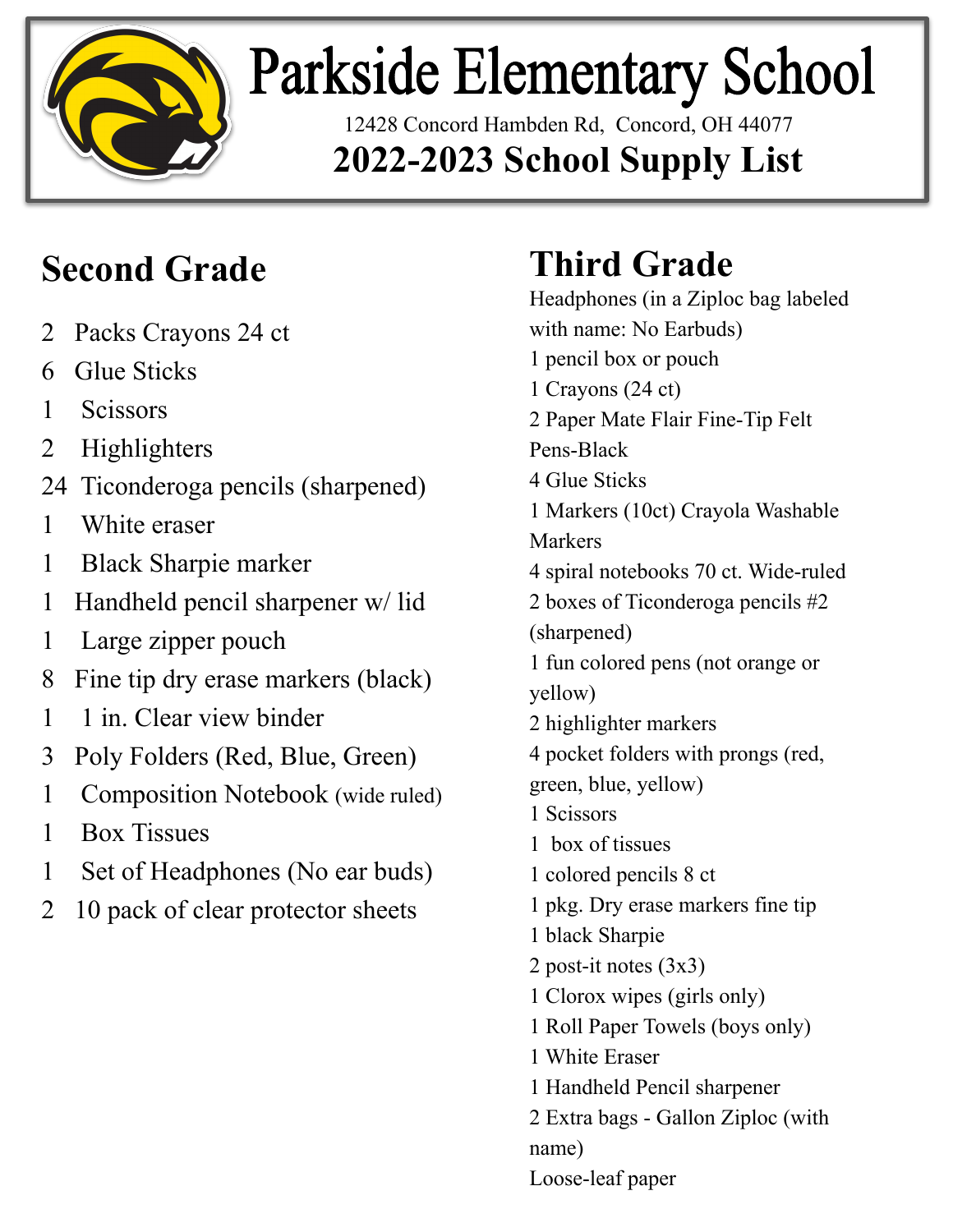# Parkside Elementary School

12428 Concord Hambden Rd, Concord, OH 44077

## 2022-2023 School Supply List

## Second Grade

- 2 Packs Crayons 24 ct
- 6 Glue Sticks
- 1 Scissors
- 2 Highlighters
- 24 Ticonderoga pencils (sharpened)
- 1 White eraser
- 1 Black Sharpie marker
- 1 Handheld pencil sharpener w/ lid
- 1 Large zipper pouch
- 8 Fine tip dry erase markers (black)
- 1 1 in. Clear view binder
- 3 Poly Folders (Red, Blue, Green)
- 1 Composition Notebook (wide ruled)
- 1 Box Tissues
- 1 Set of Headphones (No ear buds)
- 2 10 pack of clear protector sheets

## Third Grade

- Headphones (in a Ziploc bag labeled with name: No Earbuds)
- 1 pencil box or pouch
- 1 Crayons (24 ct)
- 2 Paper Mate Flair Fine-Tip Felt Pens-Black
- 4 Glue Sticks
- 1 Markers (10ct) Crayola Washable Markers
- 4 spiral notebooks 70 ct. Wide-ruled
- 2 boxes of Ticonderoga pencils #2 (sharpened)
- 1 fun colored pens (not orange or yellow)
- 2 highlighter markers
- 4 pocket folders with prongs (red, green, blue, yellow)
- 1 Scissors
- 1 box of tissues
- 1 colored pencils 8 ct
- 1 pkg. Dry erase markers fine tip
- 1 black Sharpie
- 2 post-it notes (3x3)
- 1 Clorox wipes (girls only)
- 1 Roll Paper Towels (boys only)
- 1 White Eraser
- 1 Handheld Pencil sharpener
- 2 Extra bags - Gallon Ziploc (with name)
- Loose-leaf paper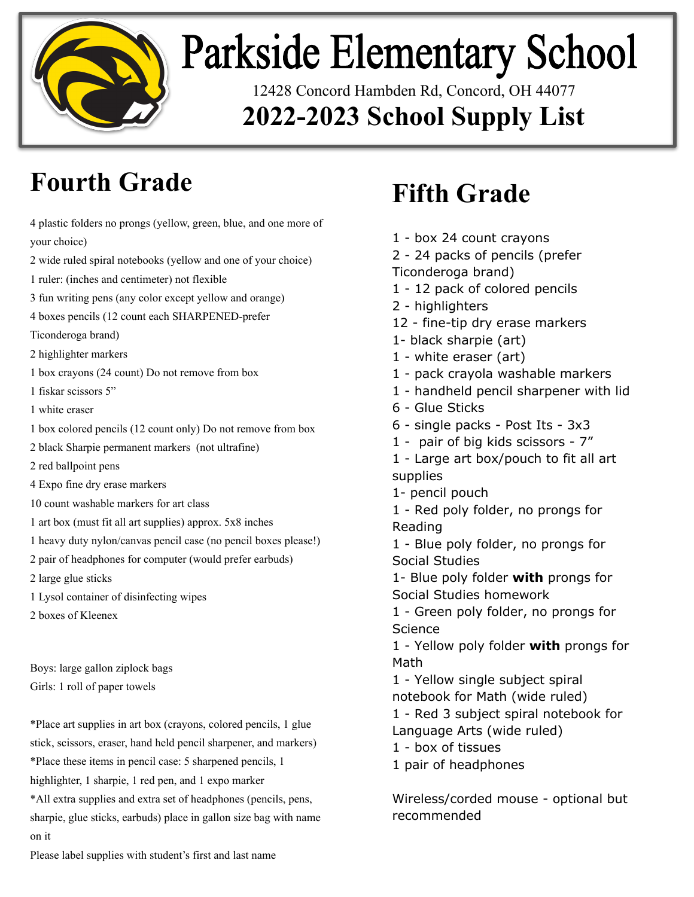# Parkside Elementary School

12428 Concord Hambden Rd, Concord, OH 44077

## 2022-2023 School Supply List

## Fourth Grade

4 plastic folders no prongs (yellow, green, blue, and one more of your choice)
2 wide ruled spiral notebooks (yellow and one of your choice)
1 ruler: (inches and centimeter) not flexible
3 fun writing pens (any color except yellow and orange)
4 boxes pencils (12 count each SHARPENED-prefer Ticonderoga brand)
2 highlighter markers
1 box crayons (24 count) Do not remove from box
1 fiskar scissors 5"
1 white eraser
1 box colored pencils (12 count only) Do not remove from box
2 black Sharpie permanent markers (not ultrafine)
2 red ballpoint pens
4 Expo fine dry erase markers
10 count washable markers for art class
1 art box (must fit all art supplies) approx. 5x8 inches
1 heavy duty nylon/canvas pencil case (no pencil boxes please!)
2 pair of headphones for computer (would prefer earbuds)
2 large glue sticks
1 Lysol container of disinfecting wipes
2 boxes of Kleenex

Boys: large gallon ziplock bags
Girls: 1 roll of paper towels

*Place art supplies in art box (crayons, colored pencils, 1 glue stick, scissors, eraser, hand held pencil sharpener, and markers)
*Place these items in pencil case: 5 sharpened pencils, 1 highlighter, 1 sharpie, 1 red pen, and 1 expo marker
*All extra supplies and extra set of headphones (pencils, pens, sharpie, glue sticks, earbuds) place in gallon size bag with name on it
Please label supplies with student's first and last name

## Fifth Grade

1 - box 24 count crayons
2 - 24 packs of pencils (prefer Ticonderoga brand)
1 - 12 pack of colored pencils
2 - highlighters
12 - fine-tip dry erase markers
1- black sharpie (art)
1 - white eraser (art)
1 - pack crayola washable markers
1 - handheld pencil sharpener with lid
6 - Glue Sticks
6 - single packs - Post Its - 3x3
1 - pair of big kids scissors - 7"
1 - Large art box/pouch to fit all art supplies
1- pencil pouch
1 - Red poly folder, no prongs for Reading
1 - Blue poly folder, no prongs for Social Studies
1- Blue poly folder **with** prongs for Social Studies homework
1 - Green poly folder, no prongs for Science
1 - Yellow poly folder **with** prongs for Math
1 - Yellow single subject spiral notebook for Math (wide ruled)
1 - Red 3 subject spiral notebook for Language Arts (wide ruled)
1 - box of tissues
1 pair of headphones

Wireless/corded mouse - optional but recommended